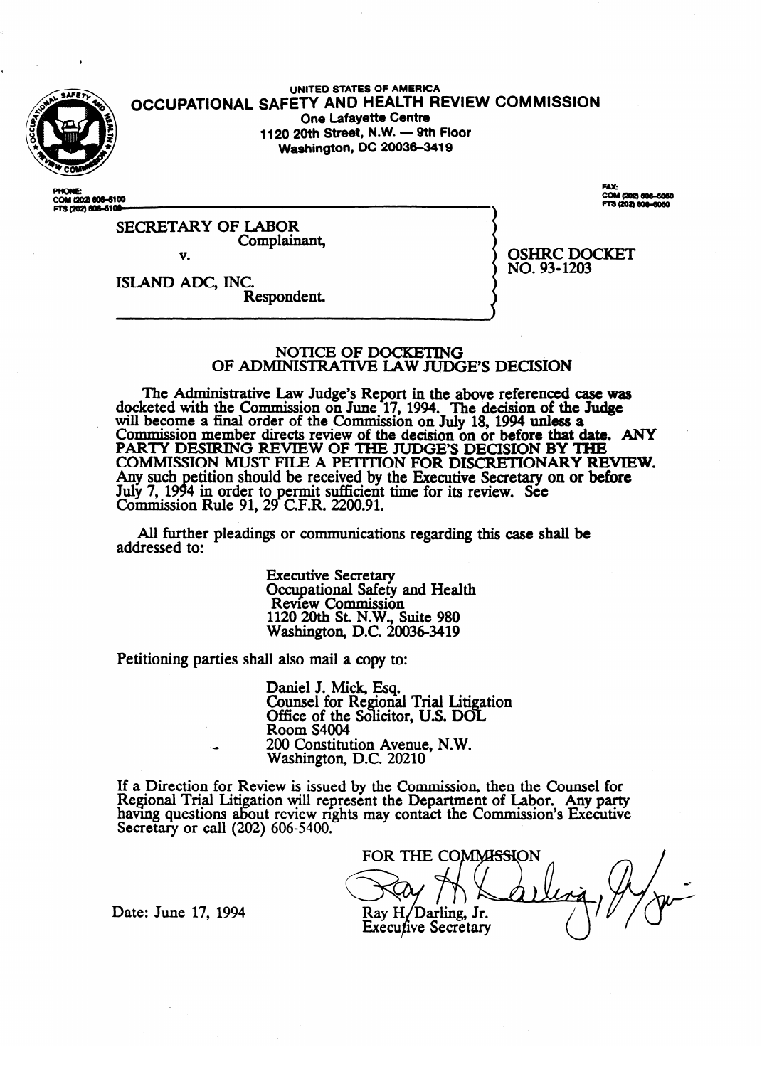UNITED STATES OF AMERICA

# OCCUPATIONAL SAFETY AND HEALTH REVIEW COMMISSION

One Lafayette Centre
1120 20th Street, N.W. — 9th Floor
Washington, DC 20036-3419

PHONE:
COM (202) 606-5100
FTS (202) 606-5100

FAX:
COM (202) 606-5050
FTS (202) 606-5050

SECRETARY OF LABOR
Complainant,

v.

ISLAND ADC, INC.
Respondent.

OSHRC DOCKET
NO. 93-1203

## NOTICE OF DOCKETING OF ADMINISTRATIVE LAW JUDGE'S DECISION

The Administrative Law Judge's Report in the above referenced case was docketed with the Commission on June 17, 1994. The decision of the Judge will become a final order of the Commission on July 18, 1994 unless a Commission member directs review of the decision on or before that date. ANY PARTY DESIRING REVIEW OF THE JUDGE'S DECISION BY THE COMMISSION MUST FILE A PETITION FOR DISCRETIONARY REVIEW. Any such petition should be received by the Executive Secretary on or before July 7, 1994 in order to permit sufficient time for its review. See Commission Rule 91, 29 C.F.R. 2200.91.

All further pleadings or communications regarding this case shall be addressed to:

Executive Secretary
Occupational Safety and Health
Review Commission
1120 20th St. N.W., Suite 980
Washington, D.C. 20036-3419

Petitioning parties shall also mail a copy to:

Daniel J. Mick, Esq.
Counsel for Regional Trial Litigation
Office of the Solicitor, U.S. DOL
Room S4004
200 Constitution Avenue, N.W.
Washington, D.C. 20210

If a Direction for Review is issued by the Commission, then the Counsel for Regional Trial Litigation will represent the Department of Labor. Any party having questions about review rights may contact the Commission's Executive Secretary or call (202) 606-5400.

FOR THE COMMISSION

Ray H. Darling, Jr.
Executive Secretary

Date: June 17, 1994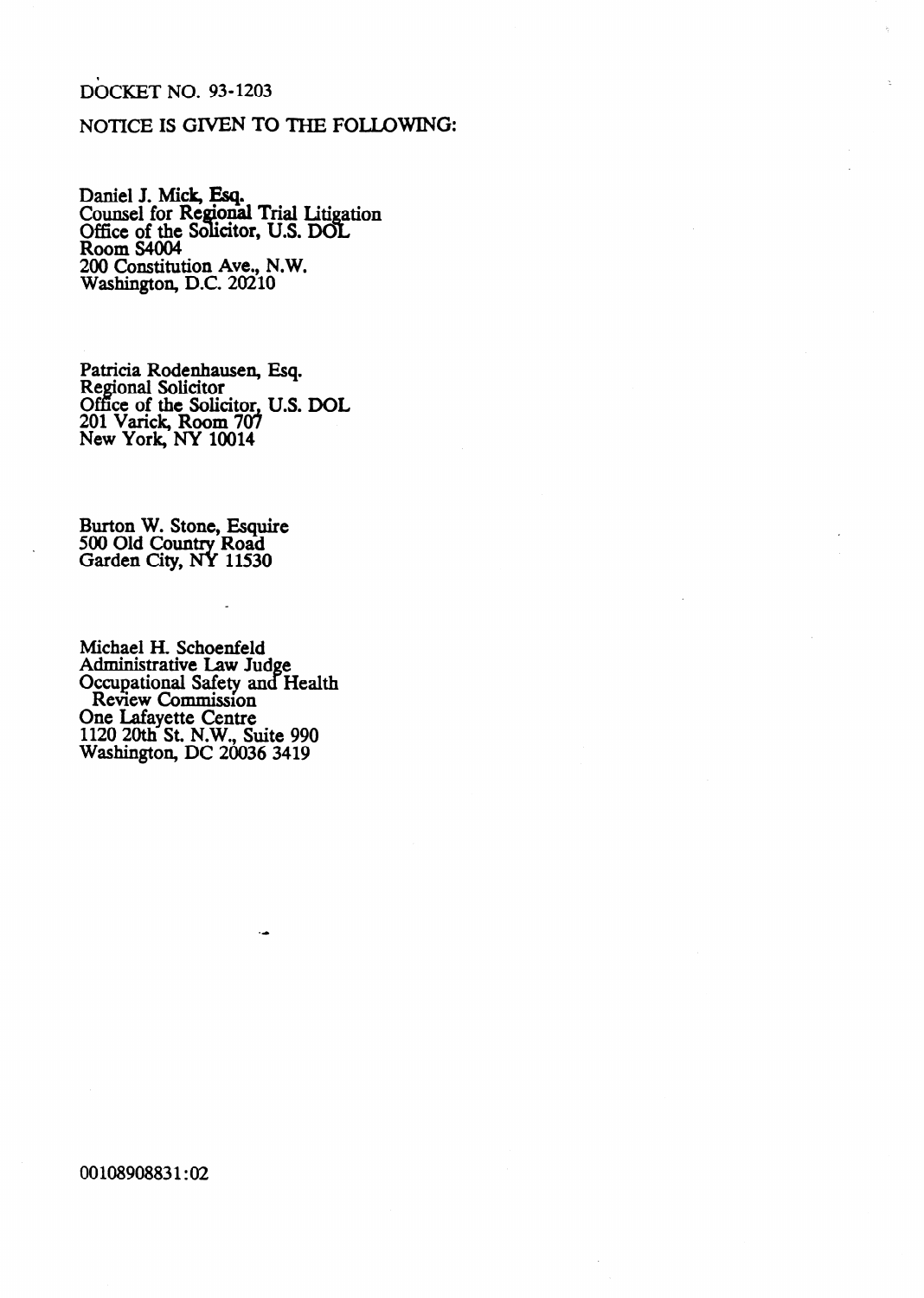DOCKET NO. 93-1203

NOTICE IS GIVEN TO THE FOLLOWING:

Daniel J. Mick, Esq.
Counsel for Regional Trial Litigation
Office of the Solicitor, U.S. DOL
Room S4004
200 Constitution Ave., N.W.
Washington, D.C. 20210

Patricia Rodenhausen, Esq.
Regional Solicitor
Office of the Solicitor, U.S. DOL
201 Varick, Room 707
New York, NY 10014

Burton W. Stone, Esquire
500 Old Country Road
Garden City, NY 11530

Michael H. Schoenfeld
Administrative Law Judge
Occupational Safety and Health
Review Commission
One Lafayette Centre
1120 20th St. N.W., Suite 990
Washington, DC 20036 3419

00108908831:02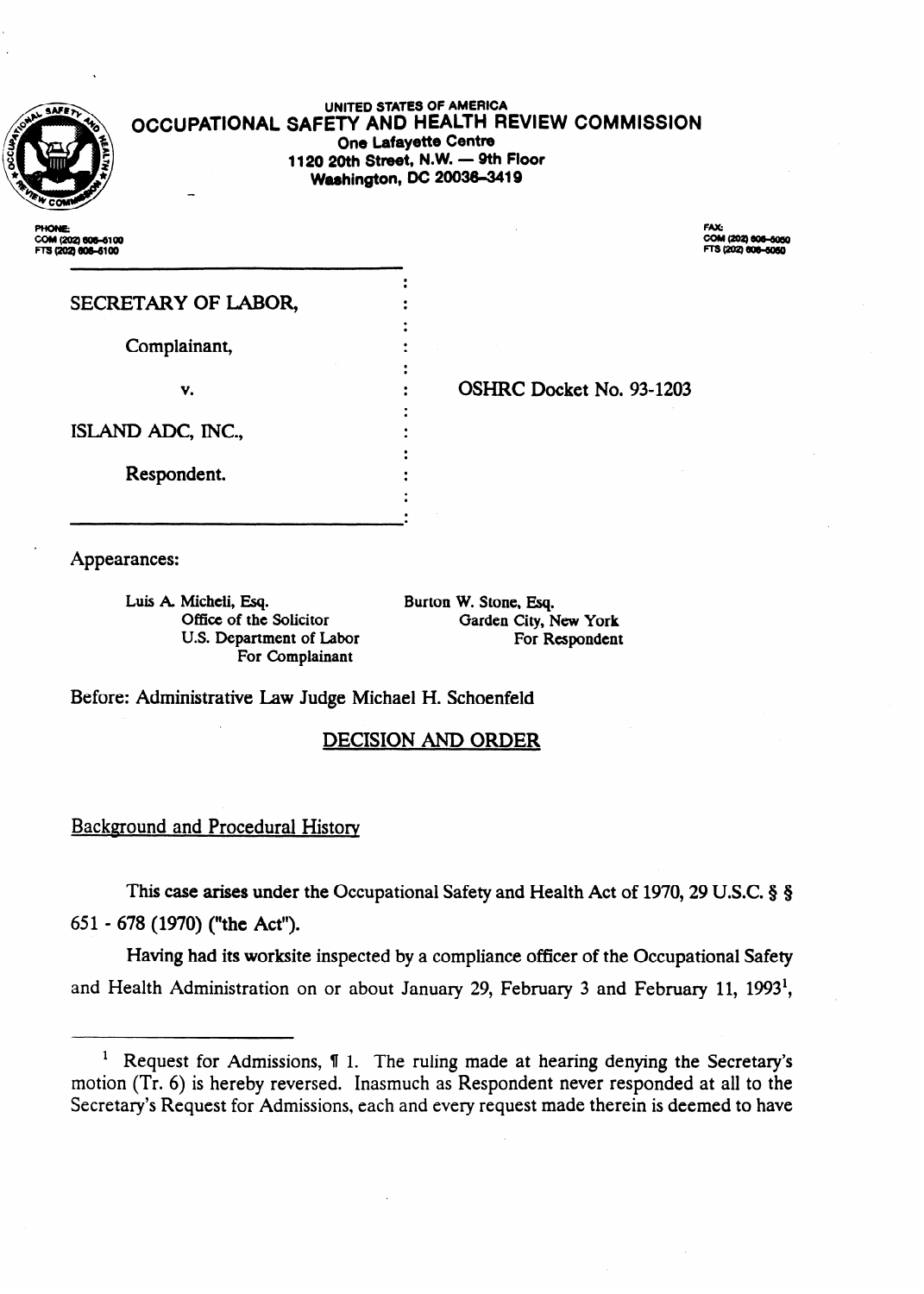UNITED STATES OF AMERICA

OCCUPATIONAL SAFETY AND HEALTH REVIEW COMMISSION

One Lafayette Centre
1120 20th Street, N.W. — 9th Floor
Washington, DC 20036-3419

PHONE:
COM (202) 606-5100
FTS (202) 606-5100

FAX:
COM (202) 606-5050
FTS (202) 606-5050

| | | |
|---|---|---|
| SECRETARY OF LABOR, | : | |
| Complainant, | : | |
| v. | : | OSHRC Docket No. 93-1203 |
| ISLAND ADC, INC., | : | |
| Respondent. | : | |

Appearances:

Luis A. Micheli, Esq.
Office of the Solicitor
U.S. Department of Labor
For Complainant

Burton W. Stone, Esq.
Garden City, New York
For Respondent

Before: Administrative Law Judge Michael H. Schoenfeld

## DECISION AND ORDER

### Background and Procedural History

This case arises under the Occupational Safety and Health Act of 1970, 29 U.S.C. § § 651 - 678 (1970) ("the Act").

Having had its worksite inspected by a compliance officer of the Occupational Safety and Health Administration on or about January 29, February 3 and February 11, 1993[1],

---

[1] Request for Admissions, ¶ 1. The ruling made at hearing denying the Secretary's motion (Tr. 6) is hereby reversed. Inasmuch as Respondent never responded at all to the Secretary's Request for Admissions, each and every request made therein is deemed to have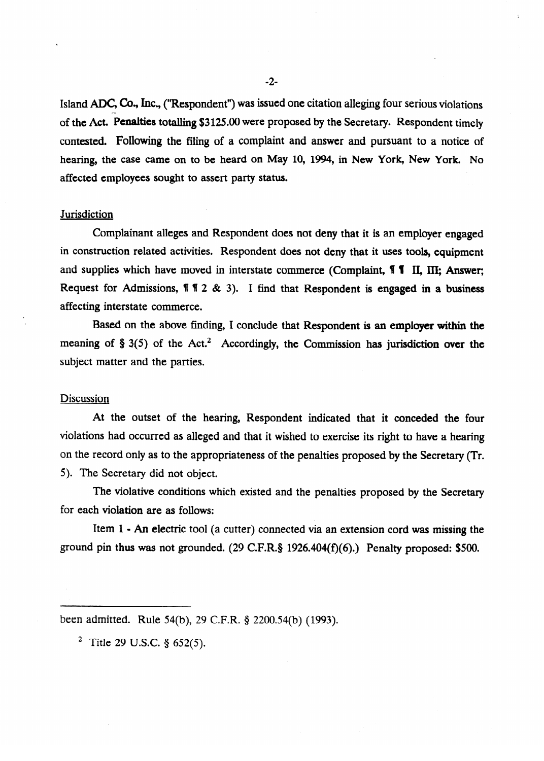Island ADC Co., Inc., ("Respondent") was issued one citation alleging four serious violations of the Act. Penalties totalling $3125.00 were proposed by the Secretary. Respondent timely contested. Following the filing of a complaint and answer and pursuant to a notice of hearing, the case came on to be heard on May 10, 1994, in New York, New York. No affected employees sought to assert party status.

## Jurisdiction

Complainant alleges and Respondent does not deny that it is an employer engaged in construction related activities. Respondent does not deny that it uses tools, equipment and supplies which have moved in interstate commerce (Complaint, ¶ ¶ II, III; Answer; Request for Admissions, ¶ ¶ 2 & 3). I find that Respondent is engaged in a business affecting interstate commerce.

Based on the above finding, I conclude that Respondent is an employer within the meaning of § 3(5) of the Act.[2] Accordingly, the Commission has jurisdiction over the subject matter and the parties.

## Discussion

At the outset of the hearing, Respondent indicated that it conceded the four violations had occurred as alleged and that it wished to exercise its right to have a hearing on the record only as to the appropriateness of the penalties proposed by the Secretary (Tr. 5). The Secretary did not object.

The violative conditions which existed and the penalties proposed by the Secretary for each violation are as follows:

Item 1 - An electric tool (a cutter) connected via an extension cord was missing the ground pin thus was not grounded. (29 C.F.R.§ 1926.404(f)(6).) Penalty proposed: $500.

---

been admitted. Rule 54(b), 29 C.F.R. § 2200.54(b) (1993).

[2] Title 29 U.S.C. § 652(5).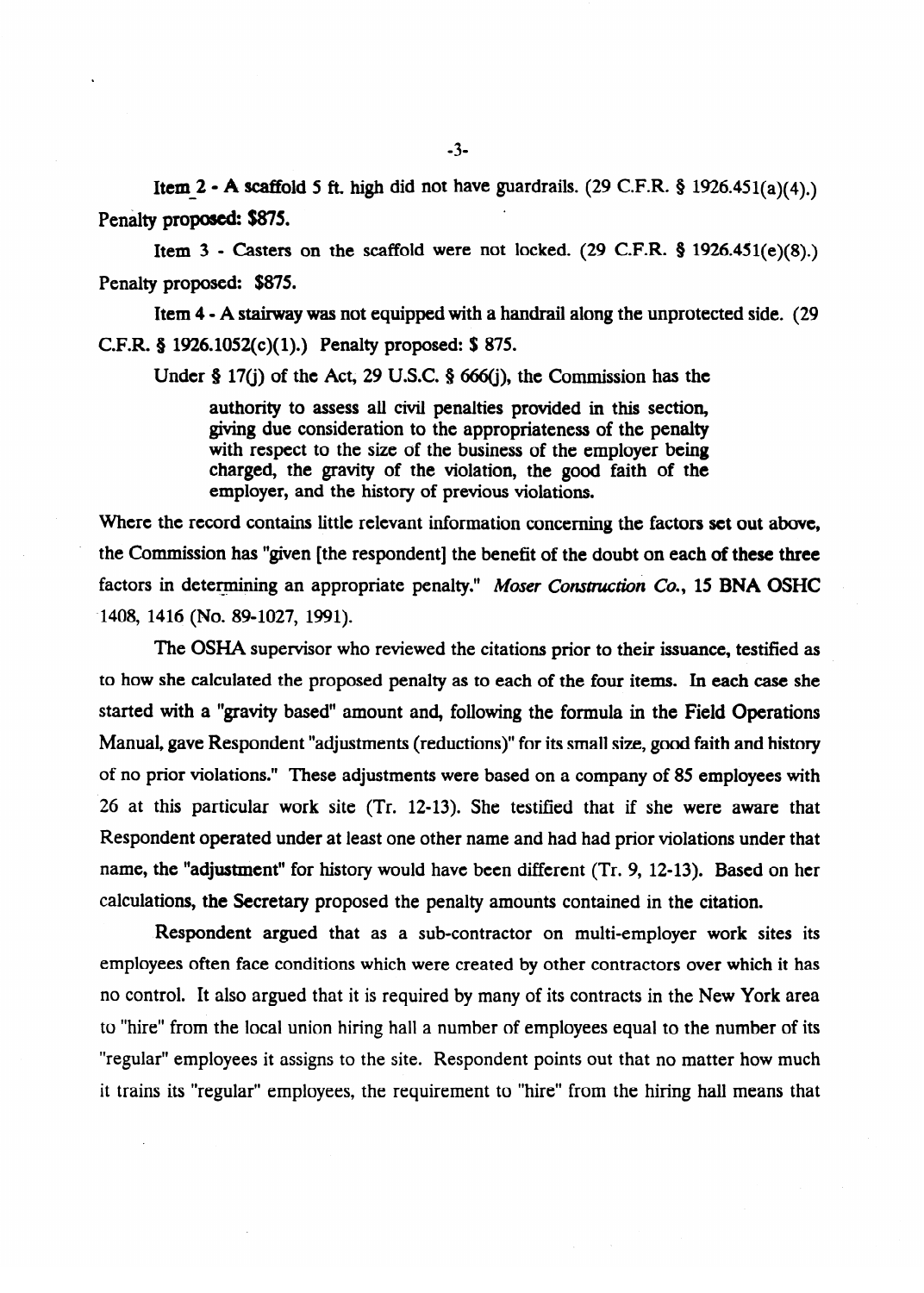**Item 2** - A scaffold 5 ft. high did not have guardrails. (29 C.F.R. § 1926.451(a)(4).) **Penalty proposed: $875.**

Item 3 - Casters on the scaffold were not locked. (29 C.F.R. § 1926.451(e)(8).) Penalty proposed: $875.

Item 4 - A stairway was not equipped with a handrail along the unprotected side. (29 C.F.R. § 1926.1052(c)(1).) Penalty proposed: $ 875.

Under § 17(j) of the Act, 29 U.S.C. § 666(j), the Commission has the

> authority to assess all civil penalties provided in this section, giving due consideration to the appropriateness of the penalty with respect to the size of the business of the employer being charged, the gravity of the violation, the good faith of the employer, and the history of previous violations.

Where the record contains little relevant information concerning the factors set out above, the Commission has "given [the respondent] the benefit of the doubt on each of these three factors in determining an appropriate penalty." *Moser Construction Co.*, 15 BNA OSHC 1408, 1416 (No. 89-1027, 1991).

The OSHA supervisor who reviewed the citations prior to their issuance, testified as to how she calculated the proposed penalty as to each of the four items. In each case she started with a "gravity based" amount and, following the formula in the Field Operations Manual, gave Respondent "adjustments (reductions)" for its small size, good faith and history of no prior violations." These adjustments were based on a company of 85 employees with 26 at this particular work site (Tr. 12-13). She testified that if she were aware that Respondent operated under at least one other name and had had prior violations under that name, the "adjustment" for history would have been different (Tr. 9, 12-13). Based on her calculations, the Secretary proposed the penalty amounts contained in the citation.

Respondent argued that as a sub-contractor on multi-employer work sites its employees often face conditions which were created by other contractors over which it has no control. It also argued that it is required by many of its contracts in the New York area to "hire" from the local union hiring hall a number of employees equal to the number of its "regular" employees it assigns to the site. Respondent points out that no matter how much it trains its "regular" employees, the requirement to "hire" from the hiring hall means that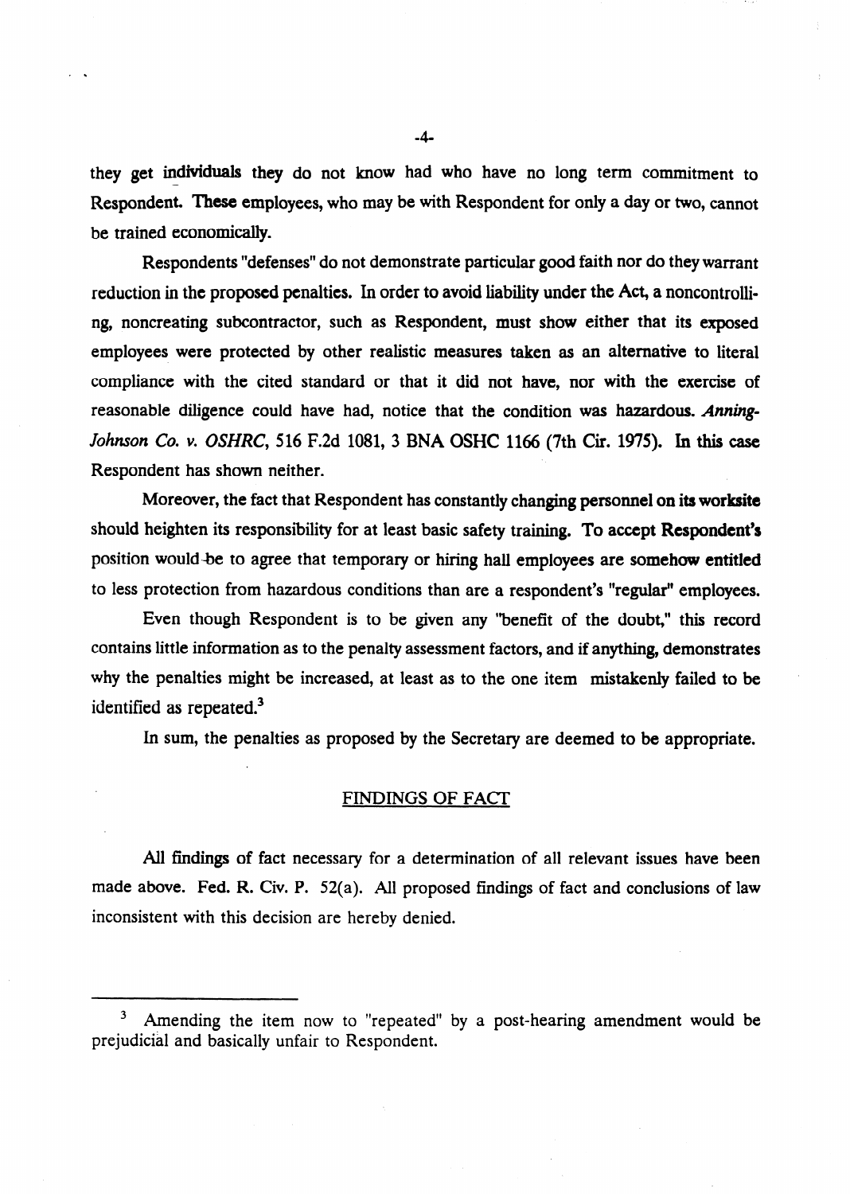they get individuals they do not know had who have no long term commitment to Respondent. These employees, who may be with Respondent for only a day or two, cannot be trained economically.

Respondents "defenses" do not demonstrate particular good faith nor do they warrant reduction in the proposed penalties. In order to avoid liability under the Act, a noncontrolling, noncreating subcontractor, such as Respondent, must show either that its exposed employees were protected by other realistic measures taken as an alternative to literal compliance with the cited standard or that it did not have, nor with the exercise of reasonable diligence could have had, notice that the condition was hazardous. *Anning-Johnson Co. v. OSHRC*, 516 F.2d 1081, 3 BNA OSHC 1166 (7th Cir. 1975). In this case Respondent has shown neither.

Moreover, the fact that Respondent has constantly changing personnel on its worksite should heighten its responsibility for at least basic safety training. To accept Respondent's position would be to agree that temporary or hiring hall employees are somehow entitled to less protection from hazardous conditions than are a respondent's "regular" employees.

Even though Respondent is to be given any "benefit of the doubt," this record contains little information as to the penalty assessment factors, and if anything, demonstrates why the penalties might be increased, at least as to the one item mistakenly failed to be identified as repeated.[3]

In sum, the penalties as proposed by the Secretary are deemed to be appropriate.

## FINDINGS OF FACT

All findings of fact necessary for a determination of all relevant issues have been made above. Fed. R. Civ. P. 52(a). All proposed findings of fact and conclusions of law inconsistent with this decision are hereby denied.

---

[3] Amending the item now to "repeated" by a post-hearing amendment would be prejudicial and basically unfair to Respondent.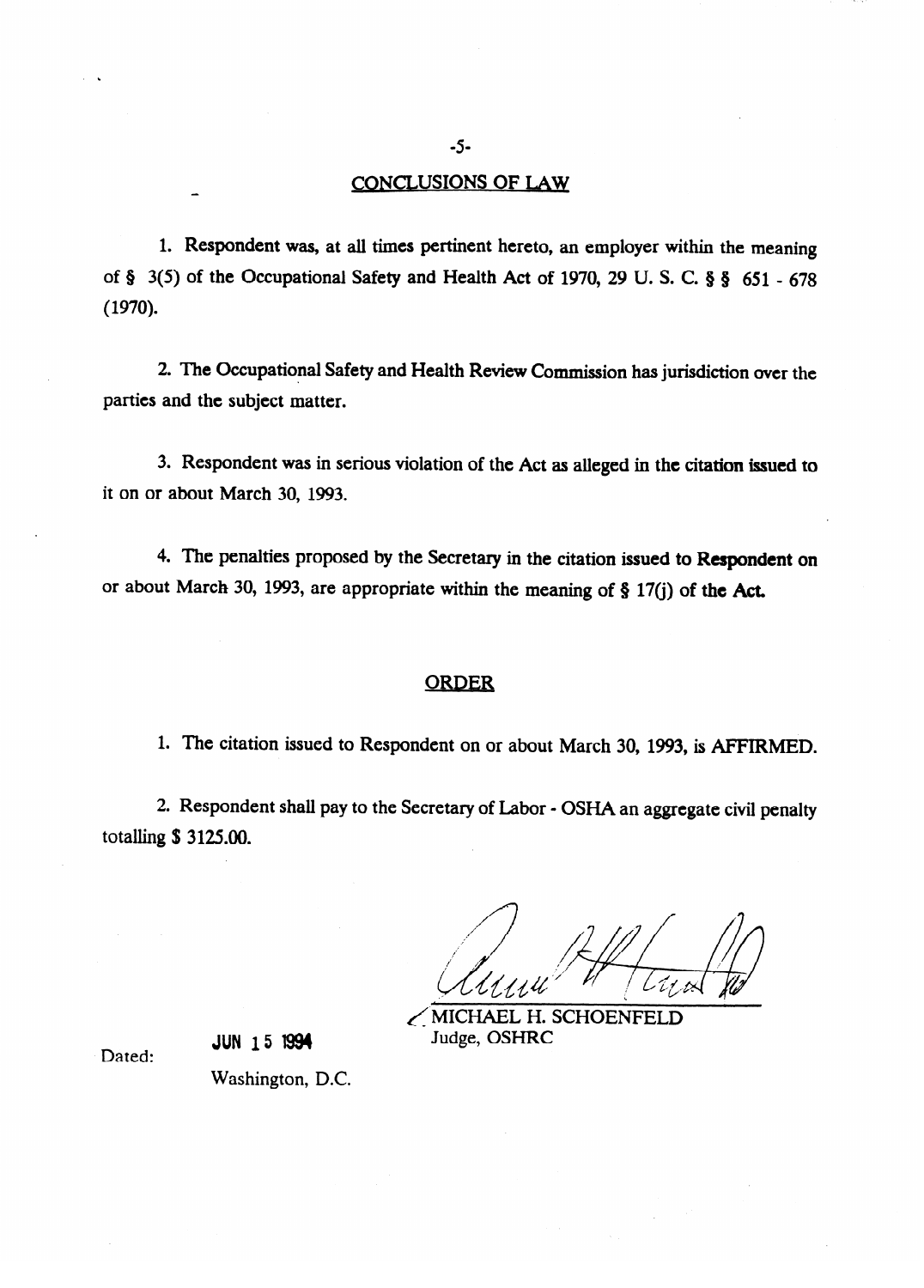## CONCLUSIONS OF LAW

1. Respondent was, at all times pertinent hereto, an employer within the meaning of § 3(5) of the Occupational Safety and Health Act of 1970, 29 U. S. C. § § 651 - 678 (1970).

2. The Occupational Safety and Health Review Commission has jurisdiction over the parties and the subject matter.

3. Respondent was in serious violation of the Act as alleged in the citation issued to it on or about March 30, 1993.

4. The penalties proposed by the Secretary in the citation issued to Respondent on or about March 30, 1993, are appropriate within the meaning of § 17(j) of the Act.

## ORDER

1. The citation issued to Respondent on or about March 30, 1993, is AFFIRMED.

2. Respondent shall pay to the Secretary of Labor - OSHA an aggregate civil penalty totalling $ 3125.00.

MICHAEL H. SCHOENFELD
Judge, OSHRC

Dated: JUN 15 1994
Washington, D.C.